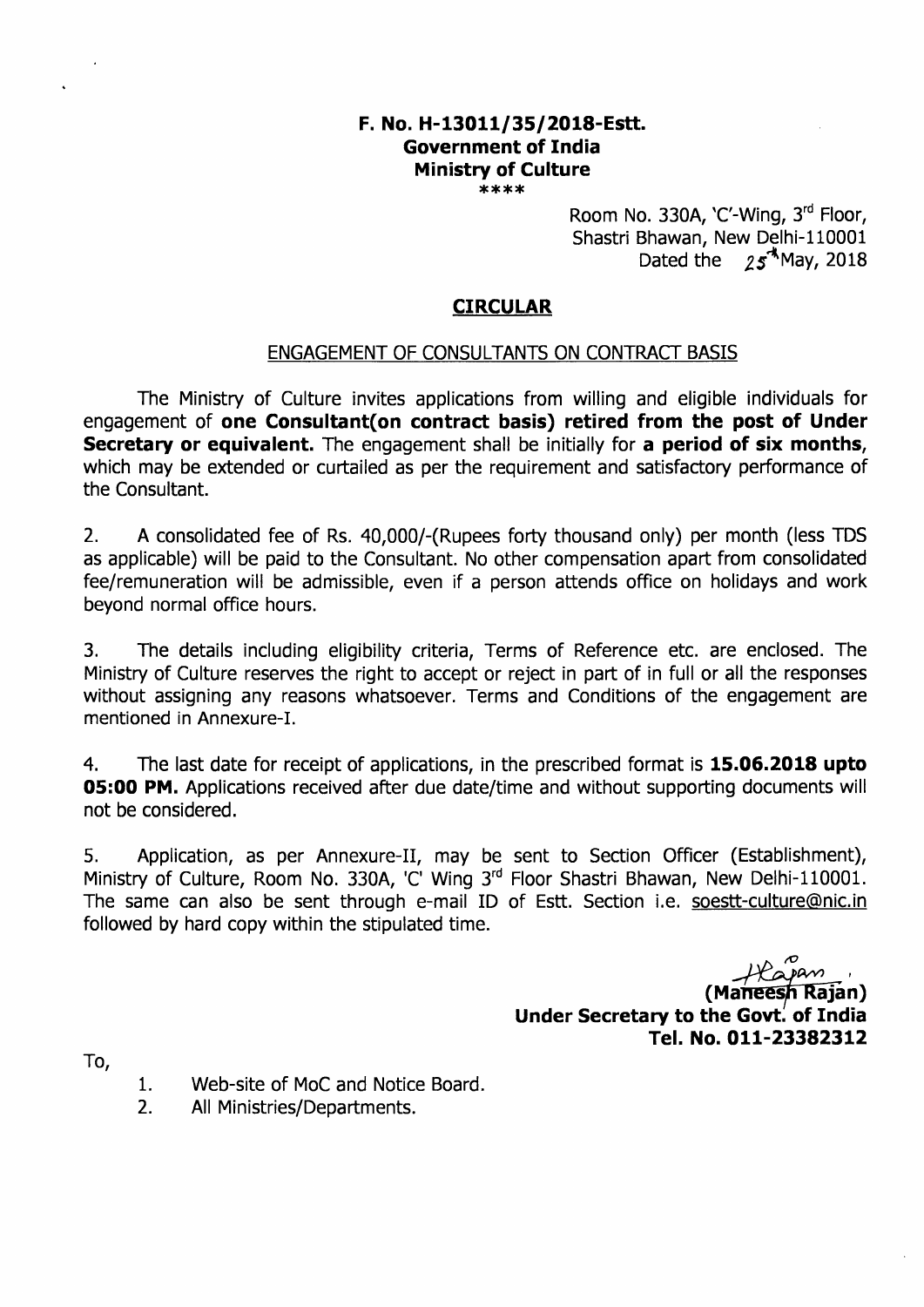**F. No. H-13011/35/2018-Estt.**
**Government of India**
**Ministry of Culture**
****

Room No. 330A, 'C'-Wing, 3rd Floor,
Shastri Bhawan, New Delhi-110001
Dated the 25th May, 2018

## CIRCULAR

ENGAGEMENT OF CONSULTANTS ON CONTRACT BASIS

The Ministry of Culture invites applications from willing and eligible individuals for engagement of **one Consultant(on contract basis) retired from the post of Under Secretary or equivalent.** The engagement shall be initially for **a period of six months**, which may be extended or curtailed as per the requirement and satisfactory performance of the Consultant.

2. A consolidated fee of Rs. 40,000/-(Rupees forty thousand only) per month (less TDS as applicable) will be paid to the Consultant. No other compensation apart from consolidated fee/remuneration will be admissible, even if a person attends office on holidays and work beyond normal office hours.

3. The details including eligibility criteria, Terms of Reference etc. are enclosed. The Ministry of Culture reserves the right to accept or reject in part of in full or all the responses without assigning any reasons whatsoever. Terms and Conditions of the engagement are mentioned in Annexure-I.

4. The last date for receipt of applications, in the prescribed format is **15.06.2018 upto 05:00 PM.** Applications received after due date/time and without supporting documents will not be considered.

5. Application, as per Annexure-II, may be sent to Section Officer (Establishment), Ministry of Culture, Room No. 330A, 'C' Wing 3rd Floor Shastri Bhawan, New Delhi-110001. The same can also be sent through e-mail ID of Estt. Section i.e. soestt-culture@nic.in followed by hard copy within the stipulated time.

(Maneesh Rajan)
**Under Secretary to the Govt. of India**
**Tel. No. 011-23382312**

To,

1. Web-site of MoC and Notice Board.
2. All Ministries/Departments.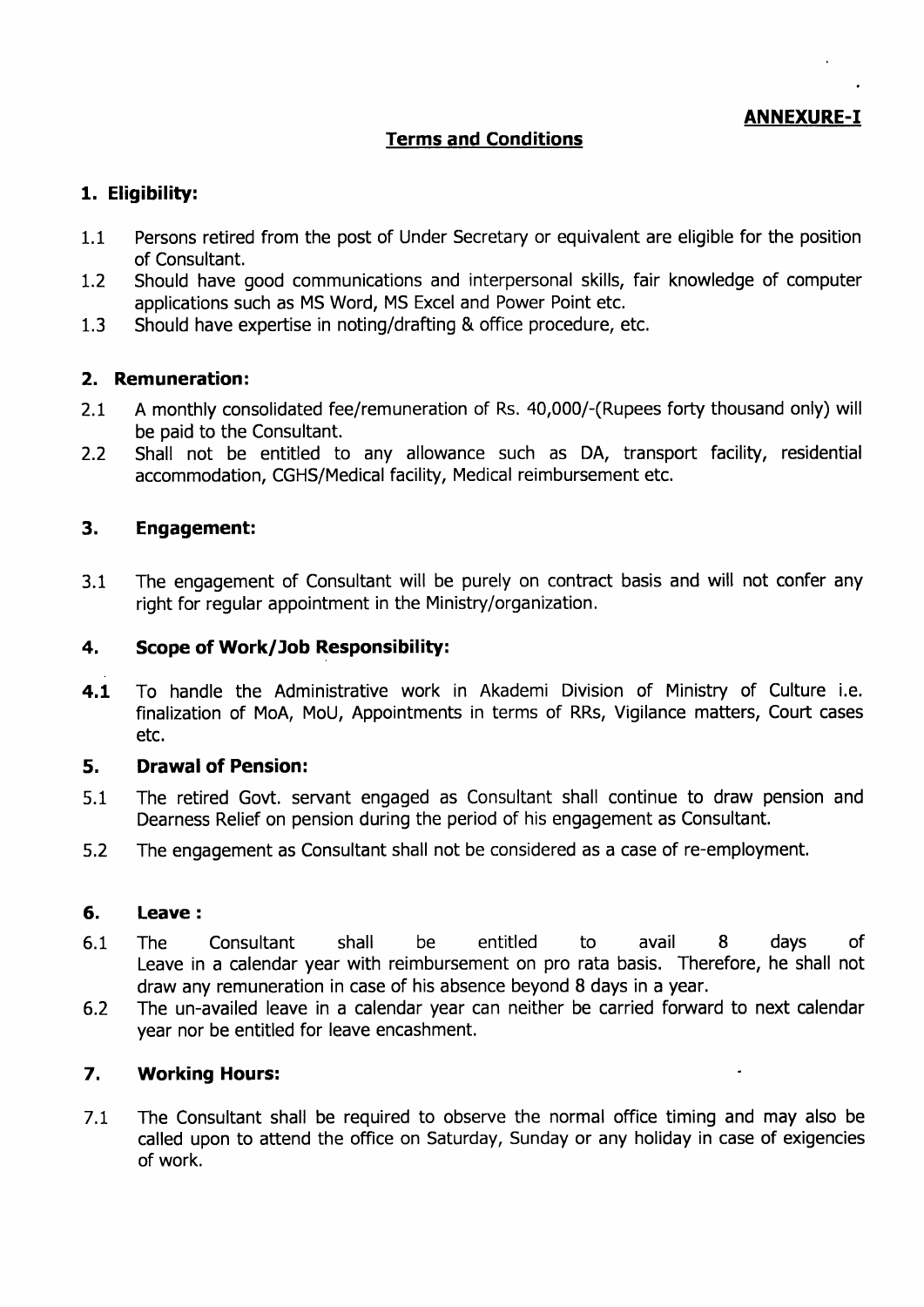**ANNEXURE-I**

## Terms and Conditions

### 1. Eligibility:

1.1 Persons retired from the post of Under Secretary or equivalent are eligible for the position of Consultant.

1.2 Should have good communications and interpersonal skills, fair knowledge of computer applications such as MS Word, MS Excel and Power Point etc.

1.3 Should have expertise in noting/drafting & office procedure, etc.

### 2. Remuneration:

2.1 A monthly consolidated fee/remuneration of Rs. 40,000/-(Rupees forty thousand only) will be paid to the Consultant.

2.2 Shall not be entitled to any allowance such as DA, transport facility, residential accommodation, CGHS/Medical facility, Medical reimbursement etc.

### 3. Engagement:

3.1 The engagement of Consultant will be purely on contract basis and will not confer any right for regular appointment in the Ministry/organization.

### 4. Scope of Work/Job Responsibility:

**4.1** To handle the Administrative work in Akademi Division of Ministry of Culture i.e. finalization of MoA, MoU, Appointments in terms of RRs, Vigilance matters, Court cases etc.

### 5. Drawal of Pension:

5.1 The retired Govt. servant engaged as Consultant shall continue to draw pension and Dearness Relief on pension during the period of his engagement as Consultant.

5.2 The engagement as Consultant shall not be considered as a case of re-employment.

### 6. Leave :

6.1 The Consultant shall be entitled to avail 8 days of Leave in a calendar year with reimbursement on pro rata basis. Therefore, he shall not draw any remuneration in case of his absence beyond 8 days in a year.

6.2 The un-availed leave in a calendar year can neither be carried forward to next calendar year nor be entitled for leave encashment.

### 7. Working Hours:

7.1 The Consultant shall be required to observe the normal office timing and may also be called upon to attend the office on Saturday, Sunday or any holiday in case of exigencies of work.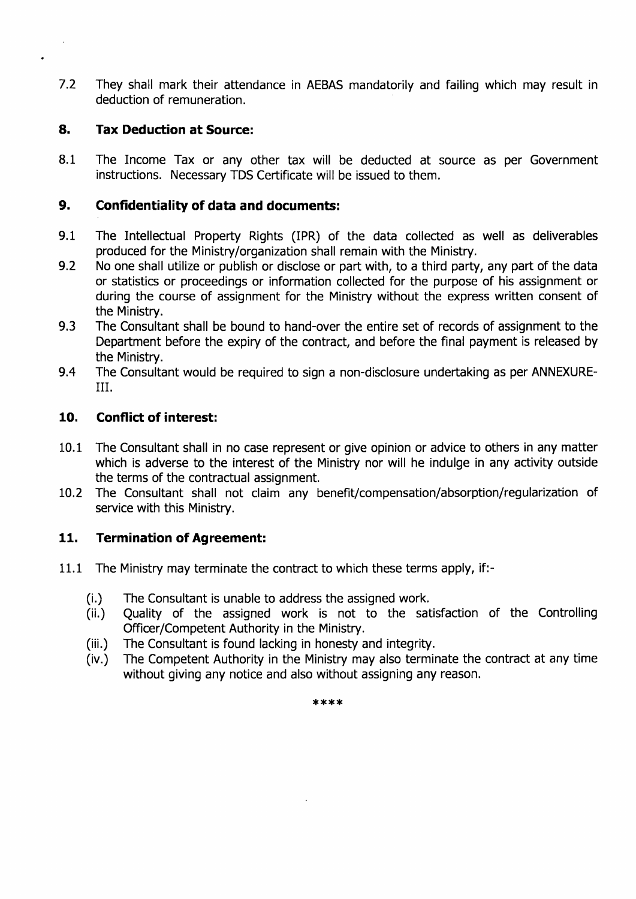7.2 They shall mark their attendance in AEBAS mandatorily and failing which may result in deduction of remuneration.

## 8. Tax Deduction at Source:

8.1 The Income Tax or any other tax will be deducted at source as per Government instructions. Necessary TDS Certificate will be issued to them.

## 9. Confidentiality of data and documents:

9.1 The Intellectual Property Rights (IPR) of the data collected as well as deliverables produced for the Ministry/organization shall remain with the Ministry.

9.2 No one shall utilize or publish or disclose or part with, to a third party, any part of the data or statistics or proceedings or information collected for the purpose of his assignment or during the course of assignment for the Ministry without the express written consent of the Ministry.

9.3 The Consultant shall be bound to hand-over the entire set of records of assignment to the Department before the expiry of the contract, and before the final payment is released by the Ministry.

9.4 The Consultant would be required to sign a non-disclosure undertaking as per ANNEXURE-III.

## 10. Conflict of interest:

10.1 The Consultant shall in no case represent or give opinion or advice to others in any matter which is adverse to the interest of the Ministry nor will he indulge in any activity outside the terms of the contractual assignment.

10.2 The Consultant shall not claim any benefit/compensation/absorption/regularization of service with this Ministry.

## 11. Termination of Agreement:

11.1 The Ministry may terminate the contract to which these terms apply, if:-

- (i.) The Consultant is unable to address the assigned work.
- (ii.) Quality of the assigned work is not to the satisfaction of the Controlling Officer/Competent Authority in the Ministry.
- (iii.) The Consultant is found lacking in honesty and integrity.
- (iv.) The Competent Authority in the Ministry may also terminate the contract at any time without giving any notice and also without assigning any reason.

****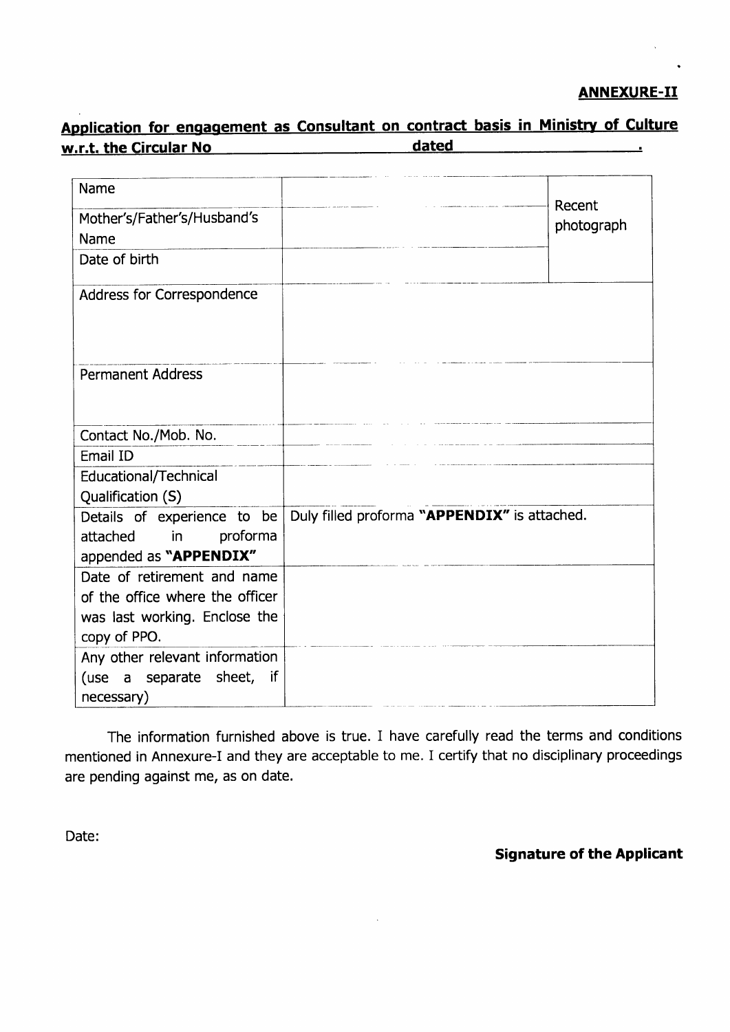**ANNEXURE-II**

**Application for engagement as Consultant on contract basis in Ministry of Culture w.r.t. the Circular No \_\_\_\_\_\_\_\_\_\_\_\_\_\_ dated \_\_\_\_\_\_\_\_\_\_\_\_\_\_.**

| | | |
|---|---|---|
| Name | | Recent photograph |
| Mother's/Father's/Husband's Name | | |
| Date of birth | | |
| Address for Correspondence | | |
| Permanent Address | | |
| Contact No./Mob. No. | | |
| Email ID | | |
| Educational/Technical Qualification (S) | | |
| Details of experience to be attached in proforma appended as **"APPENDIX"** | Duly filled proforma **"APPENDIX"** is attached. | |
| Date of retirement and name of the office where the officer was last working. Enclose the copy of PPO. | | |
| Any other relevant information (use a separate sheet, if necessary) | | |

The information furnished above is true. I have carefully read the terms and conditions mentioned in Annexure-I and they are acceptable to me. I certify that no disciplinary proceedings are pending against me, as on date.

Date:

**Signature of the Applicant**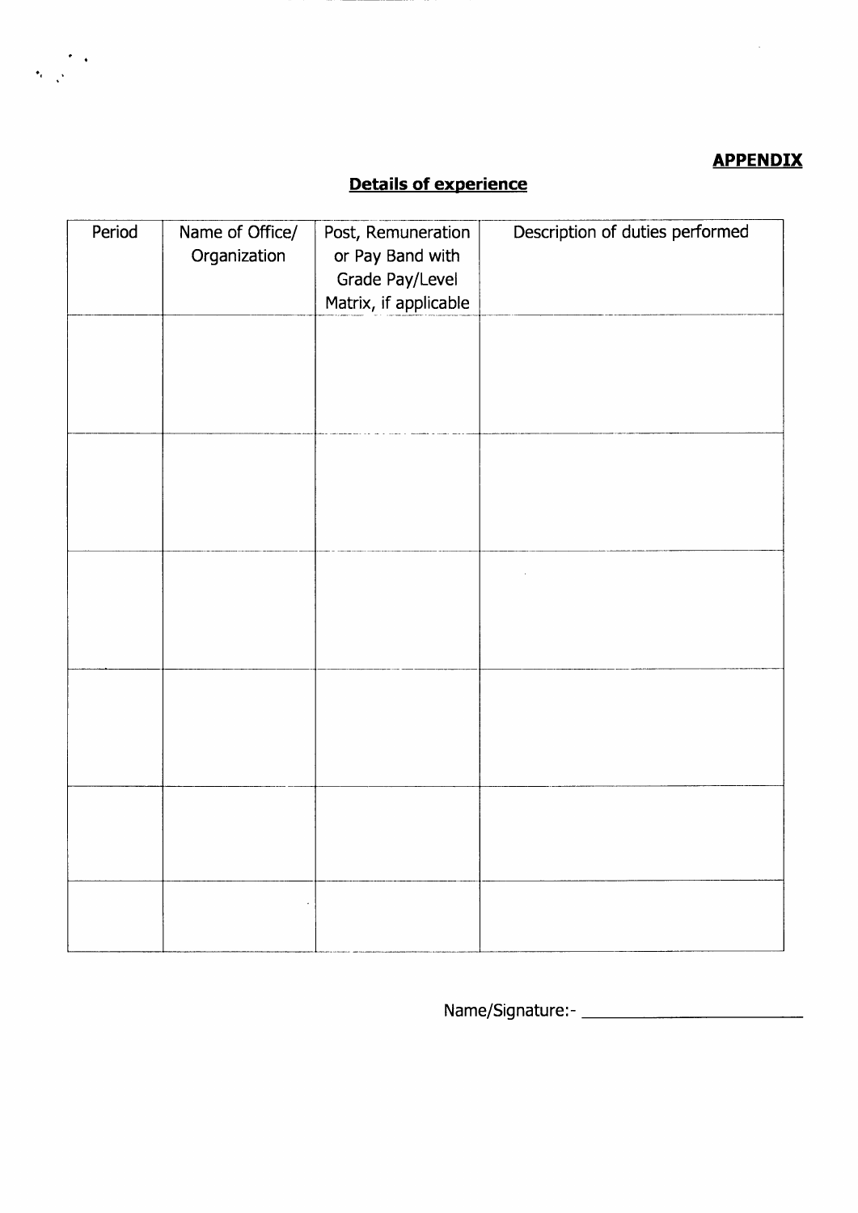**APPENDIX**

**Details of experience**

| Period | Name of Office/ Organization | Post, Remuneration or Pay Band with Grade Pay/Level Matrix, if applicable | Description of duties performed |
|---|---|---|---|
| | | | |
| | | | |
| | | | |
| | | | |
| | | | |
| | | | |

Name/Signature:- ____________________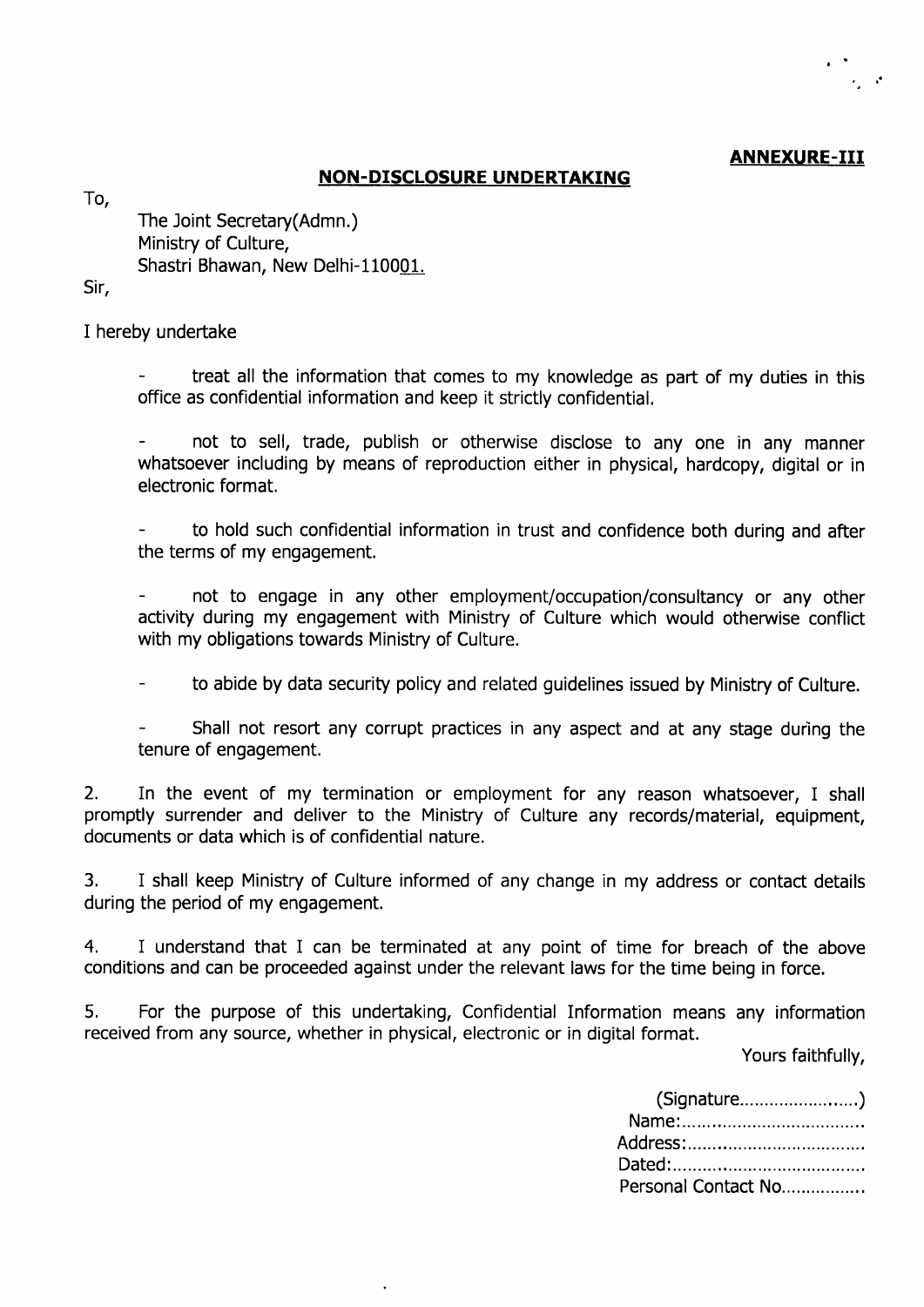**ANNEXURE-III**

## NON-DISCLOSURE UNDERTAKING

To,

The Joint Secretary(Admn.)
Ministry of Culture,
Shastri Bhawan, New Delhi-110001.

Sir,

I hereby undertake

- treat all the information that comes to my knowledge as part of my duties in this office as confidential information and keep it strictly confidential.

- not to sell, trade, publish or otherwise disclose to any one in any manner whatsoever including by means of reproduction either in physical, hardcopy, digital or in electronic format.

- to hold such confidential information in trust and confidence both during and after the terms of my engagement.

- not to engage in any other employment/occupation/consultancy or any other activity during my engagement with Ministry of Culture which would otherwise conflict with my obligations towards Ministry of Culture.

- to abide by data security policy and related guidelines issued by Ministry of Culture.

- Shall not resort any corrupt practices in any aspect and at any stage during the tenure of engagement.

2. In the event of my termination or employment for any reason whatsoever, I shall promptly surrender and deliver to the Ministry of Culture any records/material, equipment, documents or data which is of confidential nature.

3. I shall keep Ministry of Culture informed of any change in my address or contact details during the period of my engagement.

4. I understand that I can be terminated at any point of time for breach of the above conditions and can be proceeded against under the relevant laws for the time being in force.

5. For the purpose of this undertaking, Confidential Information means any information received from any source, whether in physical, electronic or in digital format.

Yours faithfully,

(Signature.......................)
Name:.....................................
Address:.....................................
Dated:........................................
Personal Contact No................